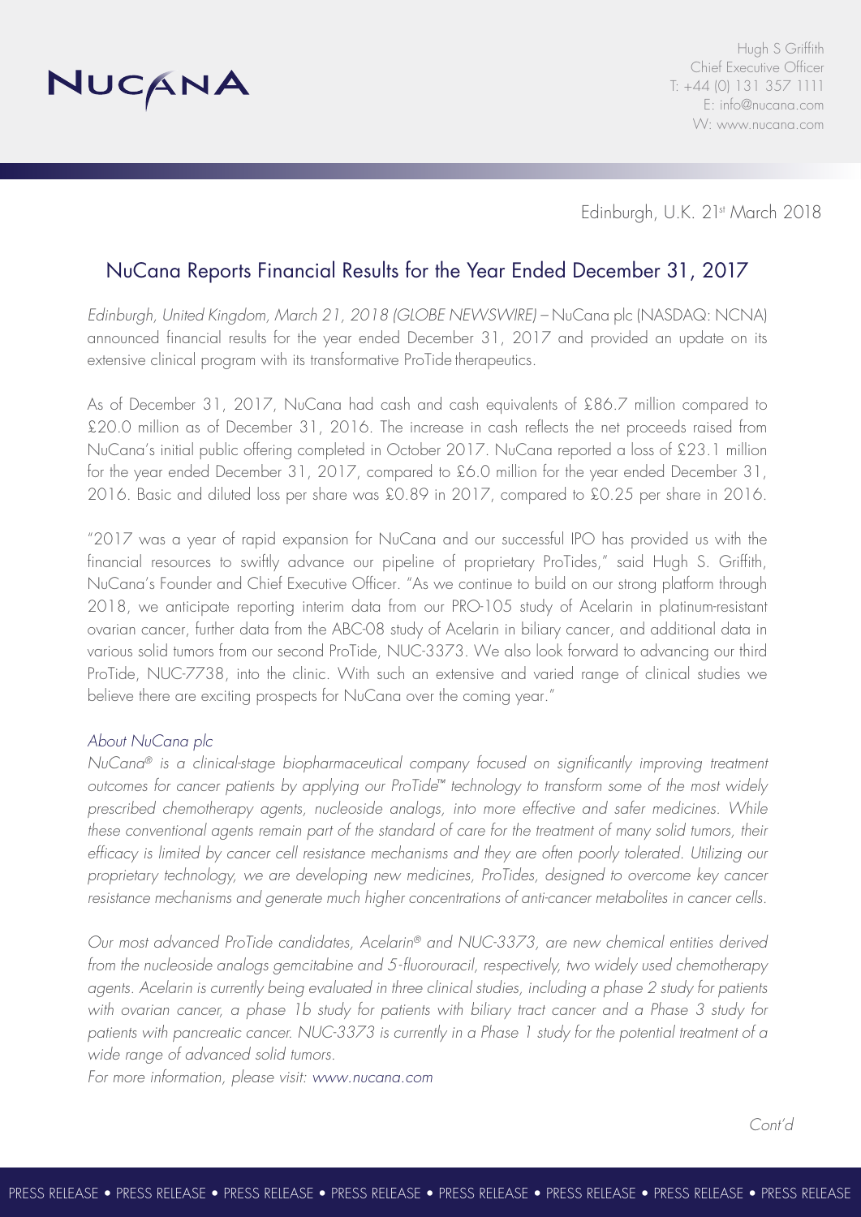NUCANA

Hugh S Griffith
Chief Executive Officer
T: +44 (0) 131 357 1111
E: info@nucana.com
W: www.nucana.com

Edinburgh, U.K. 21st March 2018

# NuCana Reports Financial Results for the Year Ended December 31, 2017

*Edinburgh, United Kingdom, March 21, 2018 (GLOBE NEWSWIRE)* – NuCana plc (NASDAQ: NCNA) announced financial results for the year ended December 31, 2017 and provided an update on its extensive clinical program with its transformative ProTide therapeutics.

As of December 31, 2017, NuCana had cash and cash equivalents of £86.7 million compared to £20.0 million as of December 31, 2016. The increase in cash reflects the net proceeds raised from NuCana's initial public offering completed in October 2017. NuCana reported a loss of £23.1 million for the year ended December 31, 2017, compared to £6.0 million for the year ended December 31, 2016. Basic and diluted loss per share was £0.89 in 2017, compared to £0.25 per share in 2016.

"2017 was a year of rapid expansion for NuCana and our successful IPO has provided us with the financial resources to swiftly advance our pipeline of proprietary ProTides," said Hugh S. Griffith, NuCana's Founder and Chief Executive Officer. "As we continue to build on our strong platform through 2018, we anticipate reporting interim data from our PRO-105 study of Acelarin in platinum-resistant ovarian cancer, further data from the ABC-08 study of Acelarin in biliary cancer, and additional data in various solid tumors from our second ProTide, NUC-3373. We also look forward to advancing our third ProTide, NUC-7738, into the clinic. With such an extensive and varied range of clinical studies we believe there are exciting prospects for NuCana over the coming year."

*About NuCana plc*

*NuCana® is a clinical-stage biopharmaceutical company focused on significantly improving treatment outcomes for cancer patients by applying our ProTide™ technology to transform some of the most widely prescribed chemotherapy agents, nucleoside analogs, into more effective and safer medicines. While these conventional agents remain part of the standard of care for the treatment of many solid tumors, their efficacy is limited by cancer cell resistance mechanisms and they are often poorly tolerated. Utilizing our proprietary technology, we are developing new medicines, ProTides, designed to overcome key cancer resistance mechanisms and generate much higher concentrations of anti-cancer metabolites in cancer cells.*

*Our most advanced ProTide candidates, Acelarin® and NUC-3373, are new chemical entities derived from the nucleoside analogs gemcitabine and 5-fluorouracil, respectively, two widely used chemotherapy agents. Acelarin is currently being evaluated in three clinical studies, including a phase 2 study for patients with ovarian cancer, a phase 1b study for patients with biliary tract cancer and a Phase 3 study for patients with pancreatic cancer. NUC-3373 is currently in a Phase 1 study for the potential treatment of a wide range of advanced solid tumors.*

*For more information, please visit: www.nucana.com*

*Cont'd*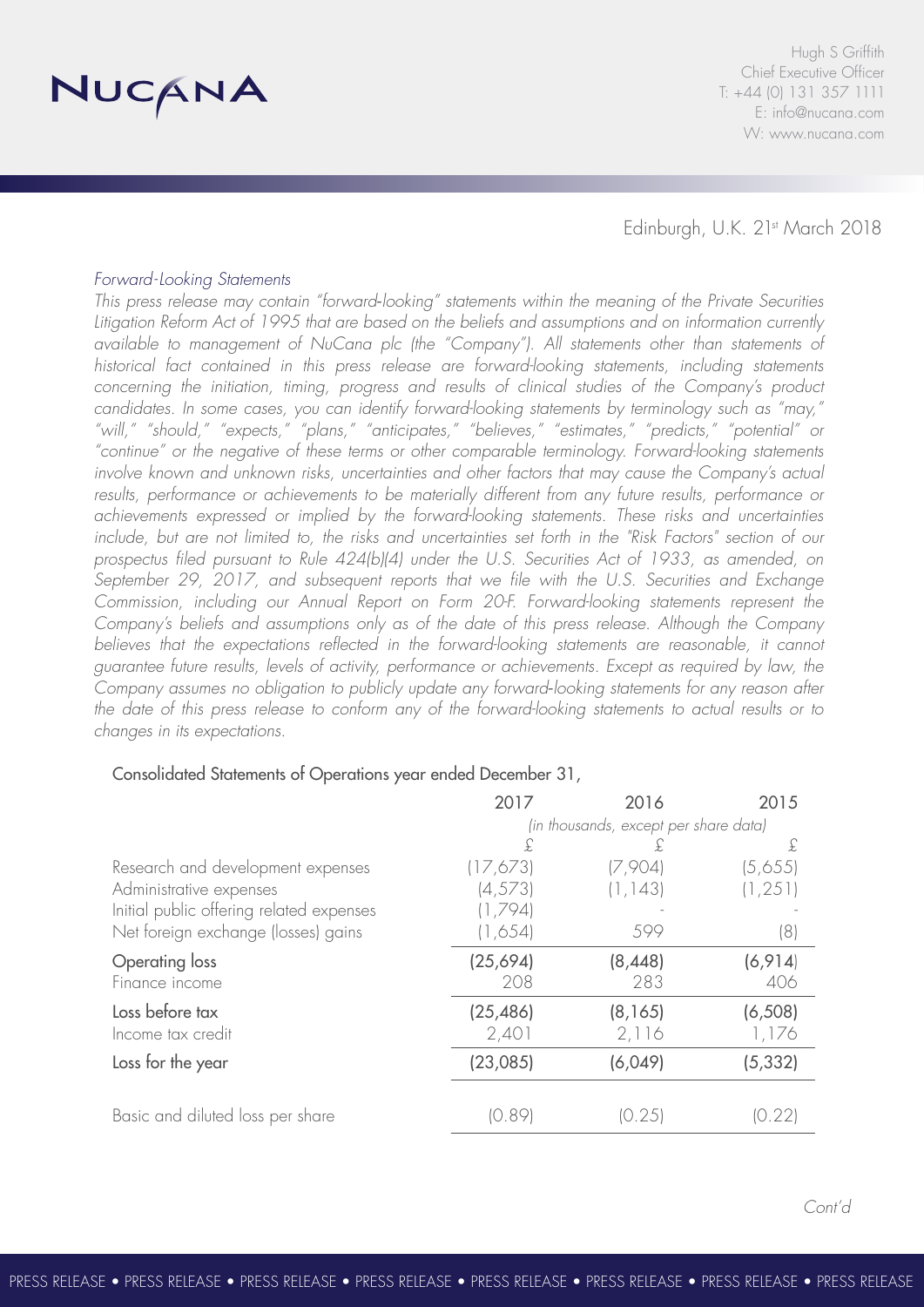Edinburgh, U.K. 21st March 2018

*Forward-Looking Statements*

*This press release may contain "forward-looking" statements within the meaning of the Private Securities Litigation Reform Act of 1995 that are based on the beliefs and assumptions and on information currently available to management of NuCana plc (the "Company"). All statements other than statements of historical fact contained in this press release are forward-looking statements, including statements concerning the initiation, timing, progress and results of clinical studies of the Company's product candidates. In some cases, you can identify forward-looking statements by terminology such as "may," "will," "should," "expects," "plans," "anticipates," "believes," "estimates," "predicts," "potential" or "continue" or the negative of these terms or other comparable terminology. Forward-looking statements involve known and unknown risks, uncertainties and other factors that may cause the Company's actual results, performance or achievements to be materially different from any future results, performance or achievements expressed or implied by the forward-looking statements. These risks and uncertainties include, but are not limited to, the risks and uncertainties set forth in the "Risk Factors" section of our prospectus filed pursuant to Rule 424(b)(4) under the U.S. Securities Act of 1933, as amended, on September 29, 2017, and subsequent reports that we file with the U.S. Securities and Exchange Commission, including our Annual Report on Form 20-F. Forward-looking statements represent the Company's beliefs and assumptions only as of the date of this press release. Although the Company believes that the expectations reflected in the forward-looking statements are reasonable, it cannot guarantee future results, levels of activity, performance or achievements. Except as required by law, the Company assumes no obligation to publicly update any forward-looking statements for any reason after the date of this press release to conform any of the forward-looking statements to actual results or to changes in its expectations.*

Consolidated Statements of Operations year ended December 31,

| | 2017 | 2016 | 2015 |
|---|---|---|---|
| | *(in thousands, except per share data)* | | |
| | £ | £ | £ |
| Research and development expenses | (17,673) | (7,904) | (5,655) |
| Administrative expenses | (4,573) | (1,143) | (1,251) |
| Initial public offering related expenses | (1,794) | - | - |
| Net foreign exchange (losses) gains | (1,654) | 599 | (8) |
| Operating loss | (25,694) | (8,448) | (6,914) |
| Finance income | 208 | 283 | 406 |
| Loss before tax | (25,486) | (8,165) | (6,508) |
| Income tax credit | 2,401 | 2,116 | 1,176 |
| Loss for the year | (23,085) | (6,049) | (5,332) |
| Basic and diluted loss per share | (0.89) | (0.25) | (0.22) |

*Cont'd*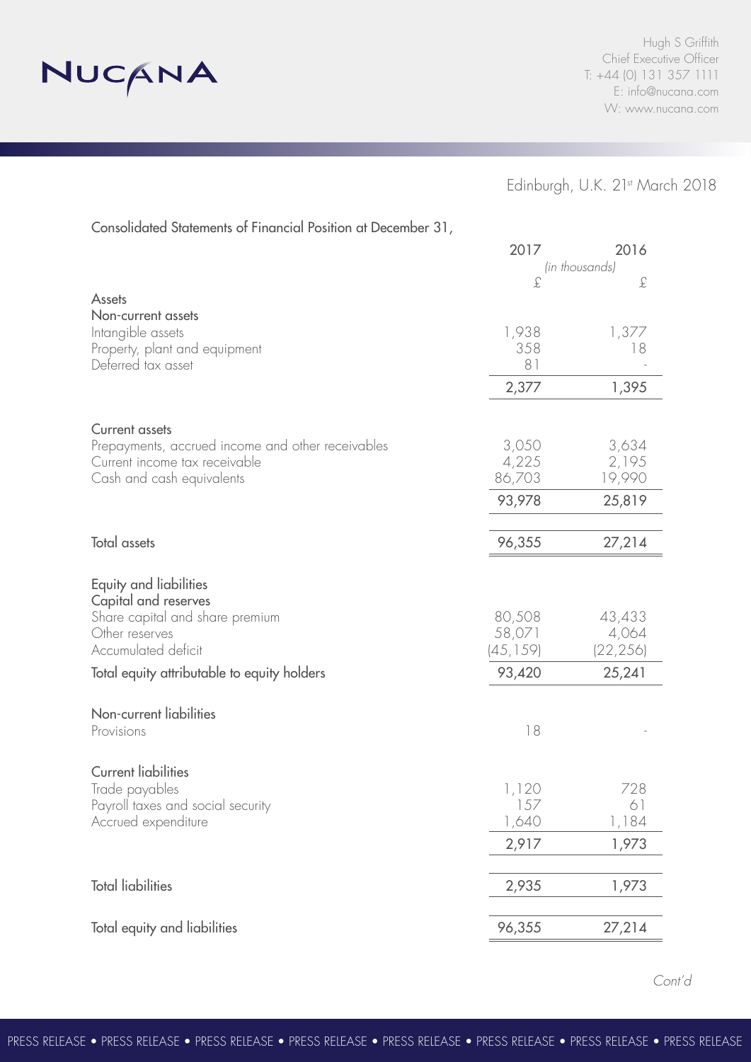Edinburgh, U.K. 21st March 2018

Consolidated Statements of Financial Position at December 31,

| | 2017 | 2016 |
|---|---|---|
| | *(in thousands)* | |
| | £ | £ |
| **Assets** | | |
| **Non-current assets** | | |
| Intangible assets | 1,938 | 1,377 |
| Property, plant and equipment | 358 | 18 |
| Deferred tax asset | 81 | - |
| | 2,377 | 1,395 |
| **Current assets** | | |
| Prepayments, accrued income and other receivables | 3,050 | 3,634 |
| Current income tax receivable | 4,225 | 2,195 |
| Cash and cash equivalents | 86,703 | 19,990 |
| | 93,978 | 25,819 |
| **Total assets** | 96,355 | 27,214 |
| **Equity and liabilities** | | |
| **Capital and reserves** | | |
| Share capital and share premium | 80,508 | 43,433 |
| Other reserves | 58,071 | 4,064 |
| Accumulated deficit | (45,159) | (22,256) |
| **Total equity attributable to equity holders** | 93,420 | 25,241 |
| **Non-current liabilities** | | |
| Provisions | 18 | - |
| **Current liabilities** | | |
| Trade payables | 1,120 | 728 |
| Payroll taxes and social security | 157 | 61 |
| Accrued expenditure | 1,640 | 1,184 |
| | 2,917 | 1,973 |
| **Total liabilities** | 2,935 | 1,973 |
| **Total equity and liabilities** | 96,355 | 27,214 |

*Cont'd*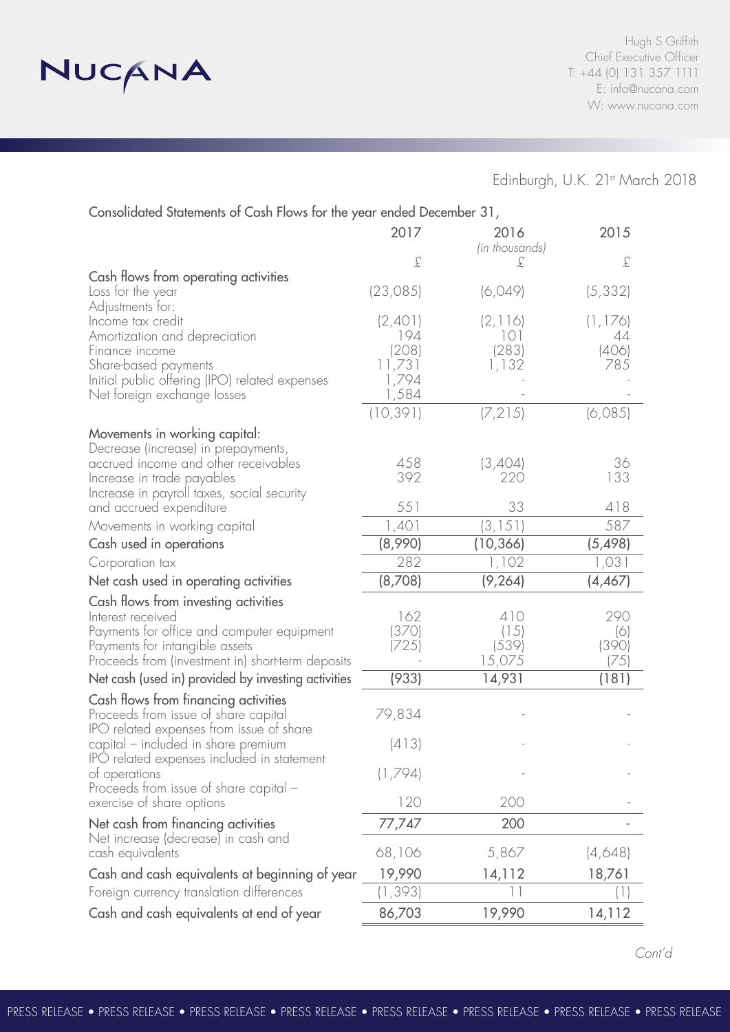Edinburgh, U.K. 21st March 2018

Consolidated Statements of Cash Flows for the year ended December 31,

| | 2017 | 2016 | 2015 |
|---|---|---|---|
| | | *(in thousands)* | |
| | £ | £ | £ |
| **Cash flows from operating activities** | | | |
| Loss for the year | (23,085) | (6,049) | (5,332) |
| Adjustments for: | | | |
| Income tax credit | (2,401) | (2,116) | (1,176) |
| Amortization and depreciation | 194 | 101 | 44 |
| Finance income | (208) | (283) | (406) |
| Share-based payments | 11,731 | 1,132 | 785 |
| Initial public offering (IPO) related expenses | 1,794 | - | - |
| Net foreign exchange losses | 1,584 | - | - |
| | (10,391) | (7,215) | (6,085) |
| **Movements in working capital:** | | | |
| Decrease (increase) in prepayments, accrued income and other receivables | 458 | (3,404) | 36 |
| Increase in trade payables | 392 | 220 | 133 |
| Increase in payroll taxes, social security and accrued expenditure | 551 | 33 | 418 |
| Movements in working capital | 1,401 | (3,151) | 587 |
| **Cash used in operations** | **(8,990)** | **(10,366)** | **(5,498)** |
| Corporation tax | 282 | 1,102 | 1,031 |
| **Net cash used in operating activities** | **(8,708)** | **(9,264)** | **(4,467)** |
| **Cash flows from investing activities** | | | |
| Interest received | 162 | 410 | 290 |
| Payments for office and computer equipment | (370) | (15) | (6) |
| Payments for intangible assets | (725) | (539) | (390) |
| Proceeds from (investment in) short-term deposits | - | 15,075 | (75) |
| **Net cash (used in) provided by investing activities** | **(933)** | **14,931** | **(181)** |
| **Cash flows from financing activities** | | | |
| Proceeds from issue of share capital | 79,834 | - | - |
| IPO related expenses from issue of share capital – included in share premium | (413) | - | - |
| IPO related expenses included in statement of operations | (1,794) | - | - |
| Proceeds from issue of share capital – exercise of share options | 120 | 200 | - |
| **Net cash from financing activities** | **77,747** | **200** | **-** |
| Net increase (decrease) in cash and cash equivalents | 68,106 | 5,867 | (4,648) |
| **Cash and cash equivalents at beginning of year** | **19,990** | **14,112** | **18,761** |
| Foreign currency translation differences | (1,393) | 11 | (1) |
| **Cash and cash equivalents at end of year** | **86,703** | **19,990** | **14,112** |

*Cont'd*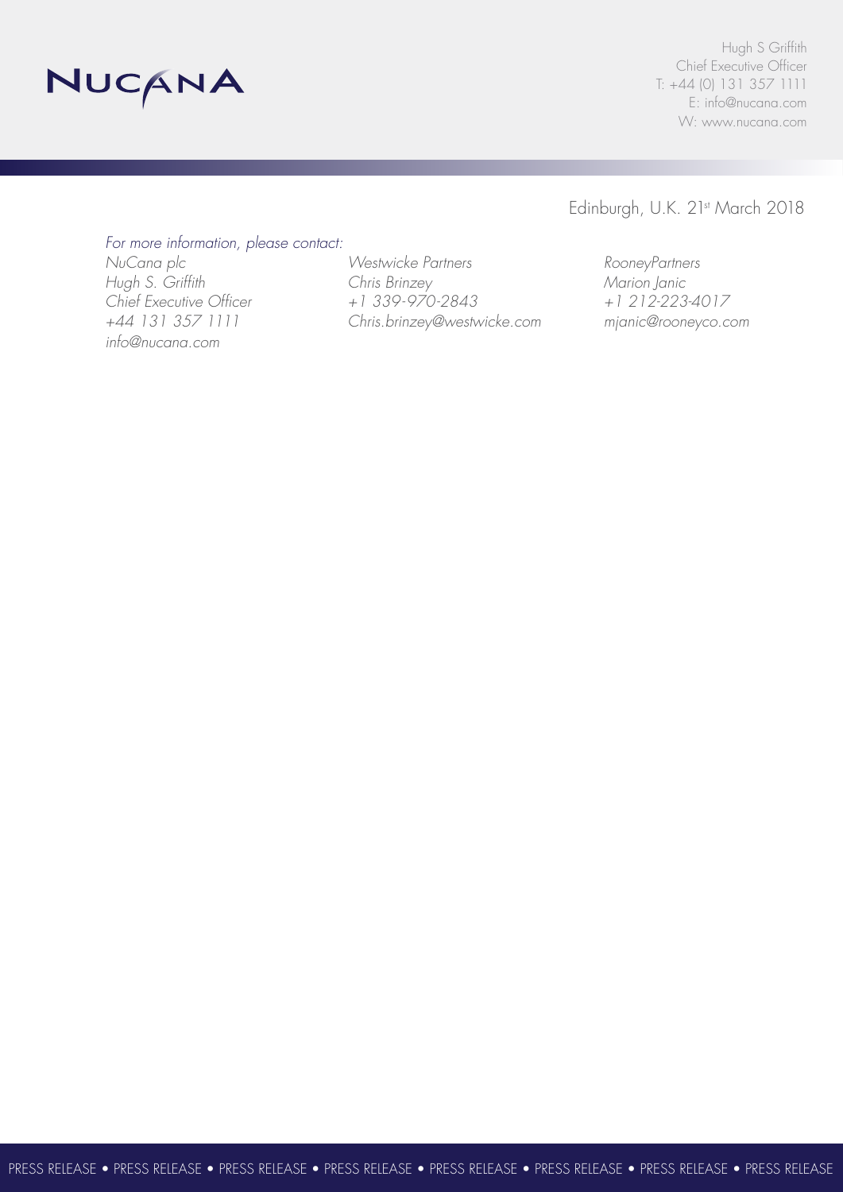*For more information, please contact:*

*NuCana plc*
*Hugh S. Griffith*
*Chief Executive Officer*
*+44 131 357 1111*
*info@nucana.com*

*Westwicke Partners*
*Chris Brinzey*
*+1 339-970-2843*
*Chris.brinzey@westwicke.com*

*RooneyPartners*
*Marion Janic*
*+1 212-223-4017*
*mjanic@rooneyco.com*